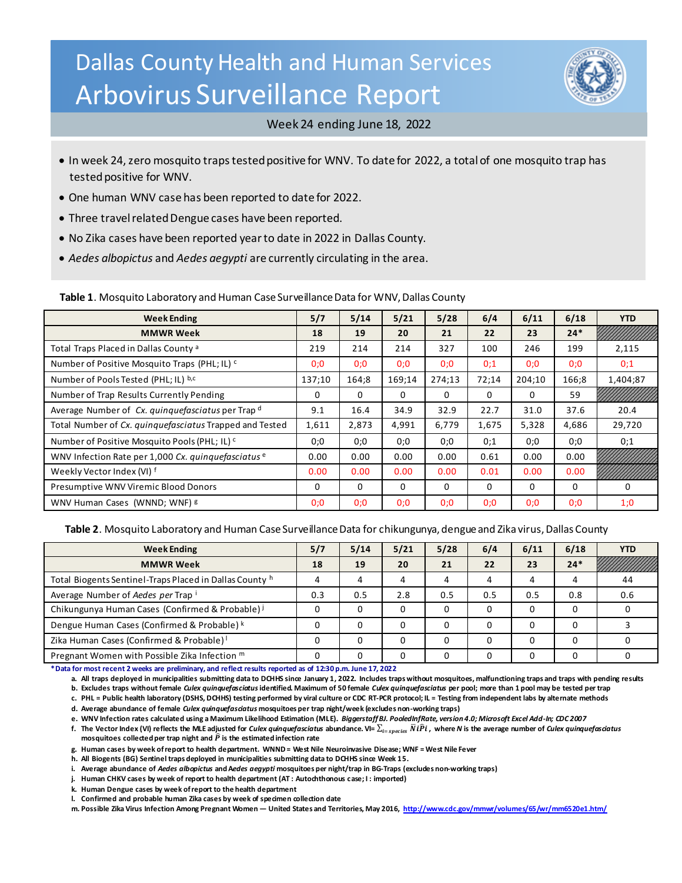# Dallas County Health and Human Services
# Arbovirus Surveillance Report

Week 24 ending June 18, 2022

- In week 24, zero mosquito traps tested positive for WNV. To date for 2022, a total of one mosquito trap has tested positive for WNV.
- One human WNV case has been reported to date for 2022.
- Three travel related Dengue cases have been reported.
- No Zika cases have been reported year to date in 2022 in Dallas County.
- *Aedes albopictus* and *Aedes aegypti* are currently circulating in the area.

**Table 1**. Mosquito Laboratory and Human Case Surveillance Data for WNV, Dallas County

| Week Ending | 5/7 | 5/14 | 5/21 | 5/28 | 6/4 | 6/11 | 6/18 | YTD |
|---|---|---|---|---|---|---|---|---|
| **MMWR Week** | **18** | **19** | **20** | **21** | **22** | **23** | **24*** | |
| Total Traps Placed in Dallas County [a] | 219 | 214 | 214 | 327 | 100 | 246 | 199 | 2,115 |
| Number of Positive Mosquito Traps (PHL; IL) [c] | 0;0 | 0;0 | 0;0 | 0;0 | 0;1 | 0;0 | 0;0 | 0;1 |
| Number of Pools Tested (PHL; IL) [b,c] | 137;10 | 164;8 | 169;14 | 274;13 | 72;14 | 204;10 | 166;8 | 1,404;87 |
| Number of Trap Results Currently Pending | 0 | 0 | 0 | 0 | 0 | 0 | 59 | |
| Average Number of *Cx. quinquefasciatus* per Trap [d] | 9.1 | 16.4 | 34.9 | 32.9 | 22.7 | 31.0 | 37.6 | 20.4 |
| Total Number of *Cx. quinquefasciatus* Trapped and Tested | 1,611 | 2,873 | 4,991 | 6,779 | 1,675 | 5,328 | 4,686 | 29,720 |
| Number of Positive Mosquito Pools (PHL; IL) [c] | 0;0 | 0;0 | 0;0 | 0;0 | 0;1 | 0;0 | 0;0 | 0;1 |
| WNV Infection Rate per 1,000 *Cx. quinquefasciatus* [e] | 0.00 | 0.00 | 0.00 | 0.00 | 0.61 | 0.00 | 0.00 | |
| Weekly Vector Index (VI) [f] | 0.00 | 0.00 | 0.00 | 0.00 | 0.01 | 0.00 | 0.00 | |
| Presumptive WNV Viremic Blood Donors | 0 | 0 | 0 | 0 | 0 | 0 | 0 | 0 |
| WNV Human Cases (WNND; WNF) [g] | 0;0 | 0;0 | 0;0 | 0;0 | 0;0 | 0;0 | 0;0 | 1;0 |

**Table 2**. Mosquito Laboratory and Human Case Surveillance Data for chikungunya, dengue and Zika virus, Dallas County

| Week Ending | 5/7 | 5/14 | 5/21 | 5/28 | 6/4 | 6/11 | 6/18 | YTD |
|---|---|---|---|---|---|---|---|---|
| **MMWR Week** | **18** | **19** | **20** | **21** | **22** | **23** | **24*** | |
| Total Biogents Sentinel-Traps Placed in Dallas County [h] | 4 | 4 | 4 | 4 | 4 | 4 | 4 | 44 |
| Average Number of *Aedes per* Trap [i] | 0.3 | 0.5 | 2.8 | 0.5 | 0.5 | 0.5 | 0.8 | 0.6 |
| Chikungunya Human Cases (Confirmed & Probable) [j] | 0 | 0 | 0 | 0 | 0 | 0 | 0 | 0 |
| Dengue Human Cases (Confirmed & Probable) [k] | 0 | 0 | 0 | 0 | 0 | 0 | 0 | 3 |
| Zika Human Cases (Confirmed & Probable) [l] | 0 | 0 | 0 | 0 | 0 | 0 | 0 | 0 |
| Pregnant Women with Possible Zika Infection [m] | 0 | 0 | 0 | 0 | 0 | 0 | 0 | 0 |

**\*Data for most recent 2 weeks are preliminary, and reflect results reported as of 12:30 p.m. June 17, 2022**

a. All traps deployed in municipalities submitting data to DCHHS since January 1, 2022. Includes traps without mosquitoes, malfunctioning traps and traps with pending results
b. Excludes traps without female *Culex quinquefasciatus* identified. Maximum of 50 female *Culex quinquefasciatus* per pool; more than 1 pool may be tested per trap
c. PHL = Public health laboratory (DSHS, DCHHS) testing performed by viral culture or CDC RT-PCR protocol; IL = Testing from independent labs by alternate methods
d. Average abundance of female *Culex quinquefasciatus* mosquitoes per trap night/week (excludes non-working traps)
e. WNV Infection rates calculated using a Maximum Likelihood Estimation (MLE). *Biggerstaff BJ. PooledInfRate, version 4.0; Microsoft Excel Add-In; CDC 2007*
f. The Vector Index (VI) reflects the MLE adjusted for *Culex quinquefasciatus* abundance. VI= $\sum_{i=species} \bar{N}i\hat{P}i$, where *N* is the average number of *Culex quinquefasciatus* mosquitoes collected per trap night and $\hat{P}$ is the estimated infection rate
g. Human cases by week of report to health department. WNND = West Nile Neuroinvasive Disease; WNF = West Nile Fever
h. All Biogents (BG) Sentinel traps deployed in municipalities submitting data to DCHHS since Week 15.
i. Average abundance of *Aedes albopictus* and *Aedes aegypti* mosquitoes per night/trap in BG-Traps (excludes non-working traps)
j. Human CHKV cases by week of report to health department (AT : Autochthonous case; I : imported)
k. Human Dengue cases by week of report to the health department
l. Confirmed and probable human Zika cases by week of specimen collection date
m. Possible Zika Virus Infection Among Pregnant Women — United States and Territories, May 2016, http://www.cdc.gov/mmwr/volumes/65/wr/mm6520e1.htm/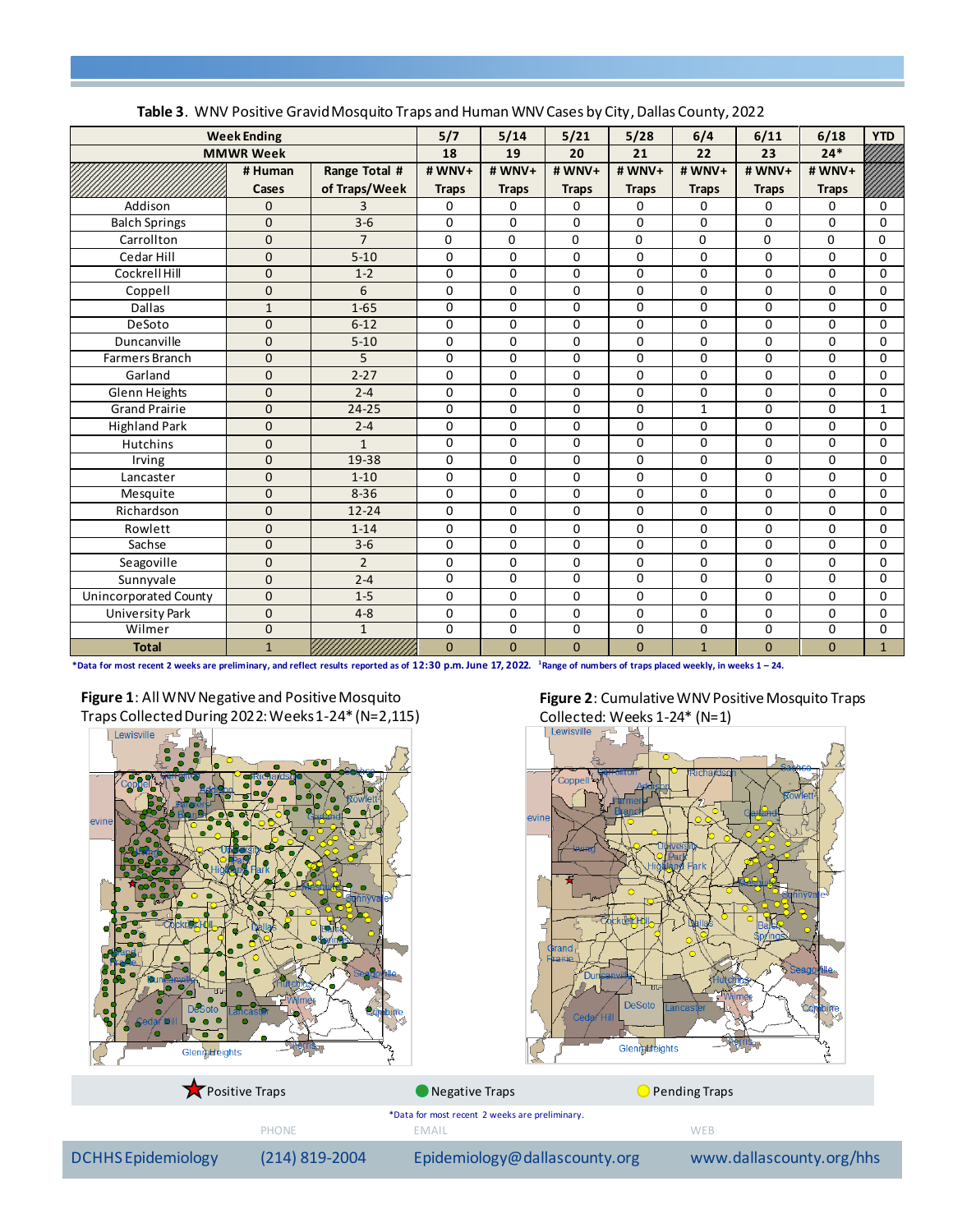**Table 3**. WNV Positive Gravid Mosquito Traps and Human WNV Cases by City, Dallas County, 2022

| Week Ending | | | 5/7 | 5/14 | 5/21 | 5/28 | 6/4 | 6/11 | 6/18 | YTD |
|---|---|---|---|---|---|---|---|---|---|---|
| MMWR Week | | | 18 | 19 | 20 | 21 | 22 | 23 | 24* | |
| | # Human Cases | Range Total # of Traps/Week | # WNV+ Traps | # WNV+ Traps | # WNV+ Traps | # WNV+ Traps | # WNV+ Traps | # WNV+ Traps | # WNV+ Traps | |
| Addison | 0 | 3 | 0 | 0 | 0 | 0 | 0 | 0 | 0 | 0 |
| Balch Springs | 0 | 3-6 | 0 | 0 | 0 | 0 | 0 | 0 | 0 | 0 |
| Carrollton | 0 | 7 | 0 | 0 | 0 | 0 | 0 | 0 | 0 | 0 |
| Cedar Hill | 0 | 5-10 | 0 | 0 | 0 | 0 | 0 | 0 | 0 | 0 |
| Cockrell Hill | 0 | 1-2 | 0 | 0 | 0 | 0 | 0 | 0 | 0 | 0 |
| Coppell | 0 | 6 | 0 | 0 | 0 | 0 | 0 | 0 | 0 | 0 |
| Dallas | 1 | 1-65 | 0 | 0 | 0 | 0 | 0 | 0 | 0 | 0 |
| DeSoto | 0 | 6-12 | 0 | 0 | 0 | 0 | 0 | 0 | 0 | 0 |
| Duncanville | 0 | 5-10 | 0 | 0 | 0 | 0 | 0 | 0 | 0 | 0 |
| Farmers Branch | 0 | 5 | 0 | 0 | 0 | 0 | 0 | 0 | 0 | 0 |
| Garland | 0 | 2-27 | 0 | 0 | 0 | 0 | 0 | 0 | 0 | 0 |
| Glenn Heights | 0 | 2-4 | 0 | 0 | 0 | 0 | 0 | 0 | 0 | 0 |
| Grand Prairie | 0 | 24-25 | 0 | 0 | 0 | 0 | 1 | 0 | 0 | 1 |
| Highland Park | 0 | 2-4 | 0 | 0 | 0 | 0 | 0 | 0 | 0 | 0 |
| Hutchins | 0 | 1 | 0 | 0 | 0 | 0 | 0 | 0 | 0 | 0 |
| Irving | 0 | 19-38 | 0 | 0 | 0 | 0 | 0 | 0 | 0 | 0 |
| Lancaster | 0 | 1-10 | 0 | 0 | 0 | 0 | 0 | 0 | 0 | 0 |
| Mesquite | 0 | 8-36 | 0 | 0 | 0 | 0 | 0 | 0 | 0 | 0 |
| Richardson | 0 | 12-24 | 0 | 0 | 0 | 0 | 0 | 0 | 0 | 0 |
| Rowlett | 0 | 1-14 | 0 | 0 | 0 | 0 | 0 | 0 | 0 | 0 |
| Sachse | 0 | 3-6 | 0 | 0 | 0 | 0 | 0 | 0 | 0 | 0 |
| Seagoville | 0 | 2 | 0 | 0 | 0 | 0 | 0 | 0 | 0 | 0 |
| Sunnyvale | 0 | 2-4 | 0 | 0 | 0 | 0 | 0 | 0 | 0 | 0 |
| Unincorporated County | 0 | 1-5 | 0 | 0 | 0 | 0 | 0 | 0 | 0 | 0 |
| University Park | 0 | 4-8 | 0 | 0 | 0 | 0 | 0 | 0 | 0 | 0 |
| Wilmer | 0 | 1 | 0 | 0 | 0 | 0 | 0 | 0 | 0 | 0 |
| **Total** | 1 | | 0 | 0 | 0 | 0 | 1 | 0 | 0 | 1 |

*Data for most recent 2 weeks are preliminary, and reflect results reported as of 12:30 p.m. June 17, 2022. [1]Range of numbers of traps placed weekly, in weeks 1 – 24.

**Figure 1**: All WNV Negative and Positive Mosquito Traps Collected During 2022: Weeks 1-24* (N=2,115)

**Figure 2**: Cumulative WNV Positive Mosquito Traps Collected: Weeks 1-24* (N=1)

Positive Traps | Negative Traps | Pending Traps

*Data for most recent 2 weeks are preliminary.

| | PHONE | EMAIL | WEB |
|---|---|---|---|
| DCHHS Epidemiology | (214) 819-2004 | Epidemiology@dallascounty.org | www.dallascounty.org/hhs |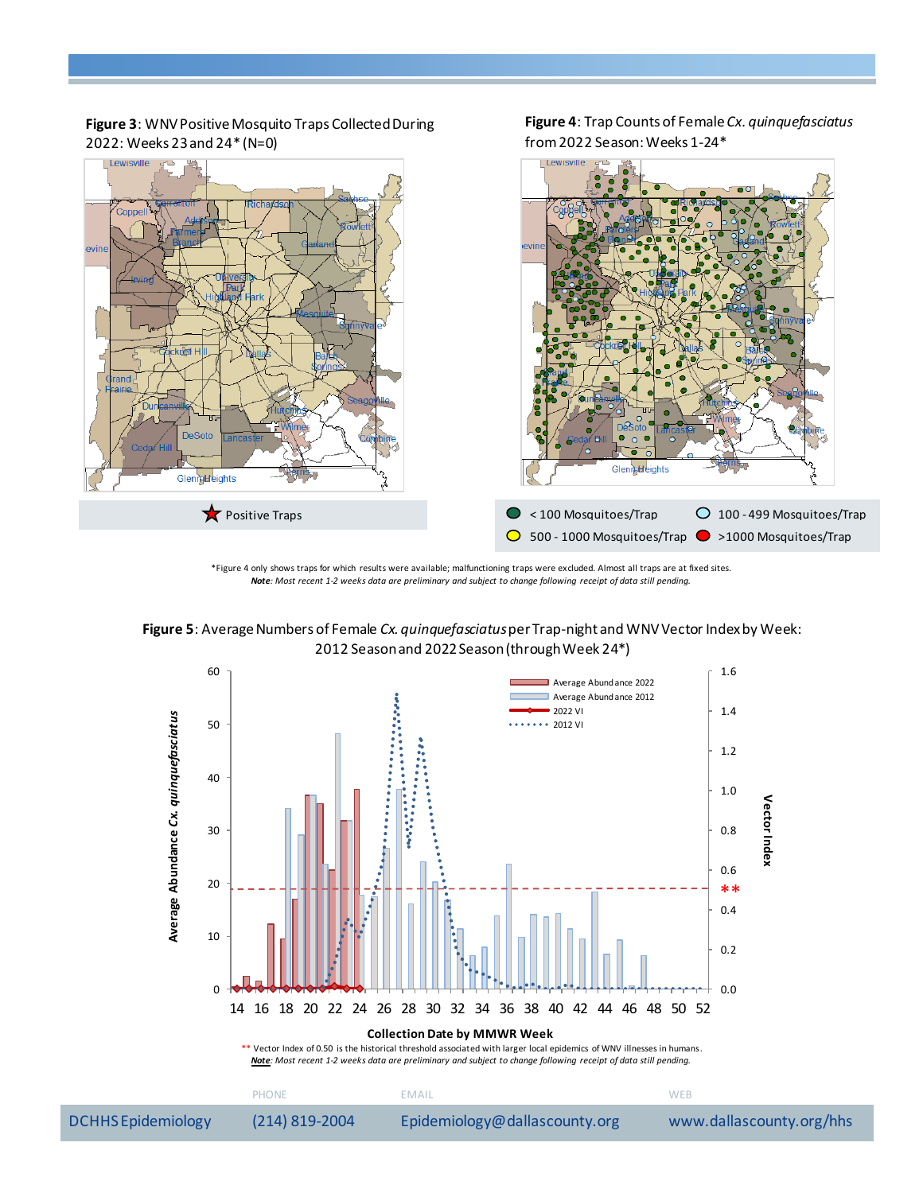**Figure 3**: WNV Positive Mosquito Traps Collected During 2022: Weeks 23 and 24* (N=0)

Positive Traps

**Figure 4**: Trap Counts of Female *Cx. quinquefasciatus* from 2022 Season: Weeks 1-24*

< 100 Mosquitoes/Trap | 100 - 499 Mosquitoes/Trap | 500 - 1000 Mosquitoes/Trap | >1000 Mosquitoes/Trap

*Figure 4 only shows traps for which results were available; malfunctioning traps were excluded. Almost all traps are at fixed sites.
***Note***: *Most recent 1-2 weeks data are preliminary and subject to change following receipt of data still pending.*

**Figure 5**: Average Numbers of Female *Cx. quinquefasciatus* per Trap-night and WNV Vector Index by Week: 2012 Season and 2022 Season (through Week 24*)

** Vector Index of 0.50 is the historical threshold associated with larger local epidemics of WNV illnesses in humans.
***Note***: *Most recent 1-2 weeks data are preliminary and subject to change following receipt of data still pending.*

DCHHS Epidemiology | PHONE (214) 819-2004 | EMAIL Epidemiology@dallascounty.org | WEB www.dallascounty.org/hhs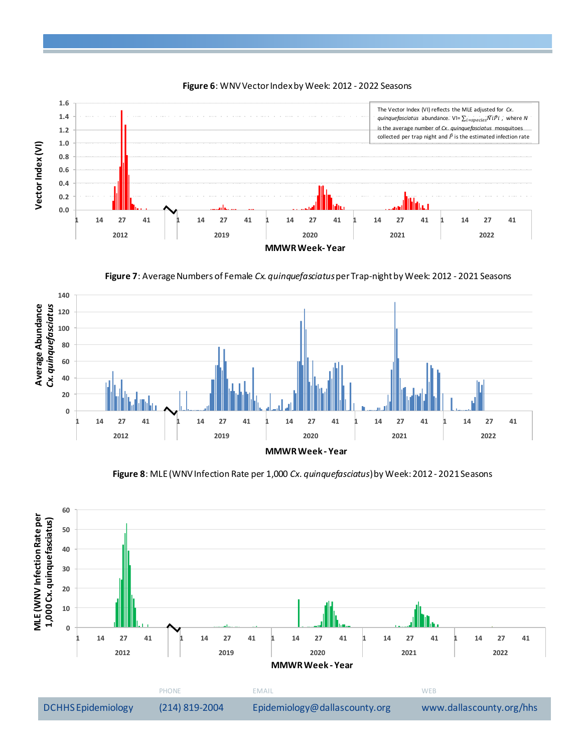**Figure 6**: WNV Vector Index by Week: 2012 - 2022 Seasons

The Vector Index (VI) reflects the MLE adjusted for *Cx. quinquefasciatus* abundance. VI= $\sum_{i=species} \bar{N}_i \hat{P}_i$ , where $N$ is the average number of *Cx. quinquefasciatus* mosquitoes collected per trap night and $\hat{P}$ is the estimated infection rate

**Figure 7**: Average Numbers of Female *Cx. quinquefasciatus* per Trap-night by Week: 2012 - 2021 Seasons

**Figure 8**: MLE (WNV Infection Rate per 1,000 *Cx. quinquefasciatus*) by Week: 2012 - 2021 Seasons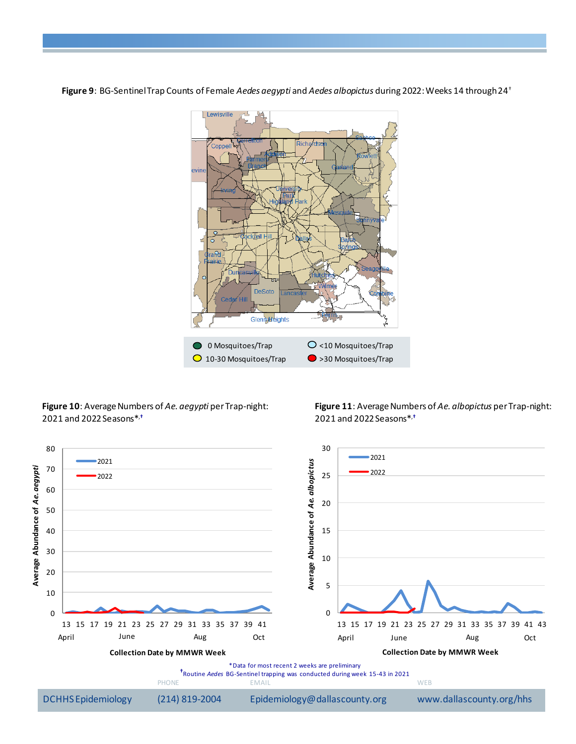**Figure 9**: BG-Sentinel Trap Counts of Female *Aedes aegypti* and *Aedes albopictus* during 2022: Weeks 14 through 24†

**Figure 10**: Average Numbers of *Ae. aegypti* per Trap-night: 2021 and 2022 Seasons*,†

**Figure 11**: Average Numbers of *Ae. albopictus* per Trap-night: 2021 and 2022 Seasons*,†

*Data for most recent 2 weeks are preliminary

†Routine *Aedes* BG-Sentinel trapping was conducted during week 15-43 in 2021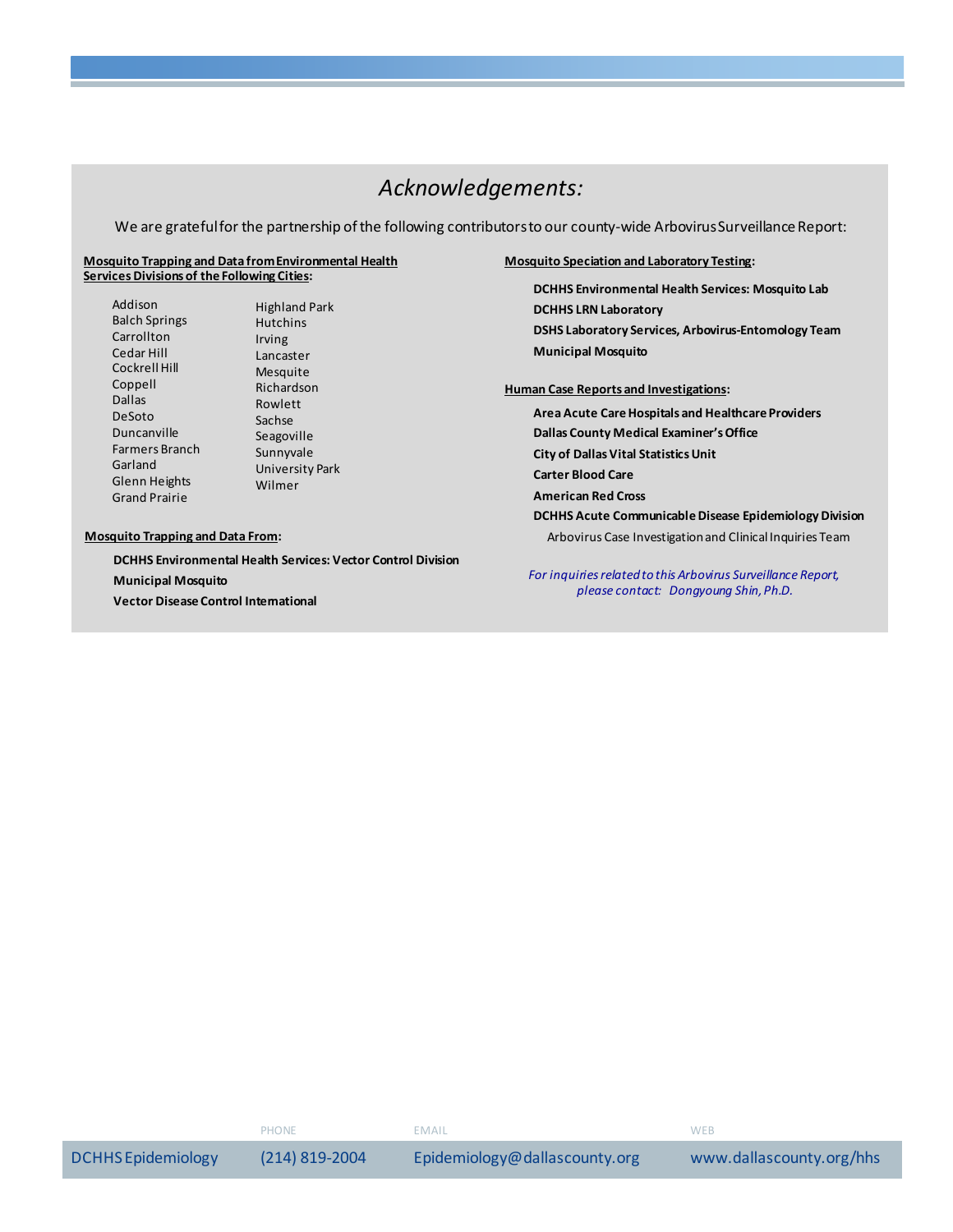# *Acknowledgements:*

We are grateful for the partnership of the following contributors to our county-wide Arbovirus Surveillance Report:

**Mosquito Trapping and Data from Environmental Health Services Divisions of the Following Cities:**

- Addison
- Balch Springs
- Carrollton
- Cedar Hill
- Cockrell Hill
- Coppell
- Dallas
- DeSoto
- Duncanville
- Farmers Branch
- Garland
- Glenn Heights
- Grand Prairie
- Highland Park
- Hutchins
- Irving
- Lancaster
- Mesquite
- Richardson
- Rowlett
- Sachse
- Seagoville
- Sunnyvale
- University Park
- Wilmer

**Mosquito Trapping and Data From:**

**DCHHS Environmental Health Services: Vector Control Division**
**Municipal Mosquito**
**Vector Disease Control International**

**Mosquito Speciation and Laboratory Testing:**

**DCHHS Environmental Health Services: Mosquito Lab**
**DCHHS LRN Laboratory**
**DSHS Laboratory Services, Arbovirus-Entomology Team**
**Municipal Mosquito**

**Human Case Reports and Investigations:**

**Area Acute Care Hospitals and Healthcare Providers**
**Dallas County Medical Examiner's Office**
**City of Dallas Vital Statistics Unit**
**Carter Blood Care**
**American Red Cross**
**DCHHS Acute Communicable Disease Epidemiology Division**
Arbovirus Case Investigation and Clinical Inquiries Team

*For inquiries related to this Arbovirus Surveillance Report, please contact: Dongyoung Shin, Ph.D.*

| | PHONE | EMAIL | WEB |
|---|---|---|---|
| DCHHS Epidemiology | (214) 819-2004 | Epidemiology@dallascounty.org | www.dallascounty.org/hhs |